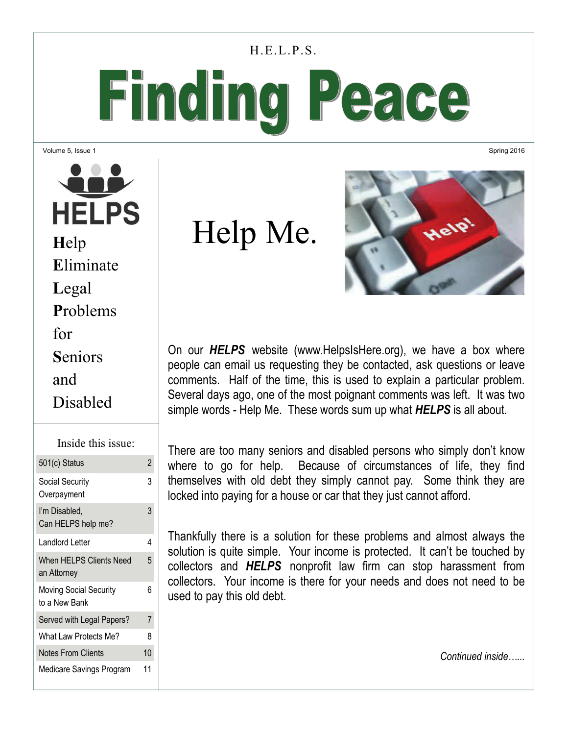H.E.L.P.S.

# Finding Peace

Volume 5, Issue 1 Spring 2016

HELPS

**H**elp
**E**liminate
**L**egal
**P**roblems
for
**S**eniors
and
Disabled

Inside this issue:

| | |
|---|---|
| 501(c) Status | 2 |
| Social Security Overpayment | 3 |
| I'm Disabled, Can HELPS help me? | 3 |
| Landlord Letter | 4 |
| When HELPS Clients Need an Attorney | 5 |
| Moving Social Security to a New Bank | 6 |
| Served with Legal Papers? | 7 |
| What Law Protects Me? | 8 |
| Notes From Clients | 10 |
| Medicare Savings Program | 11 |

## Help Me.

On our ***HELPS*** website (www.HelpsIsHere.org), we have a box where people can email us requesting they be contacted, ask questions or leave comments. Half of the time, this is used to explain a particular problem. Several days ago, one of the most poignant comments was left. It was two simple words - Help Me. These words sum up what ***HELPS*** is all about.

There are too many seniors and disabled persons who simply don't know where to go for help. Because of circumstances of life, they find themselves with old debt they simply cannot pay. Some think they are locked into paying for a house or car that they just cannot afford.

Thankfully there is a solution for these problems and almost always the solution is quite simple. Your income is protected. It can't be touched by collectors and ***HELPS*** nonprofit law firm can stop harassment from collectors. Your income is there for your needs and does not need to be used to pay this old debt.

*Continued inside......*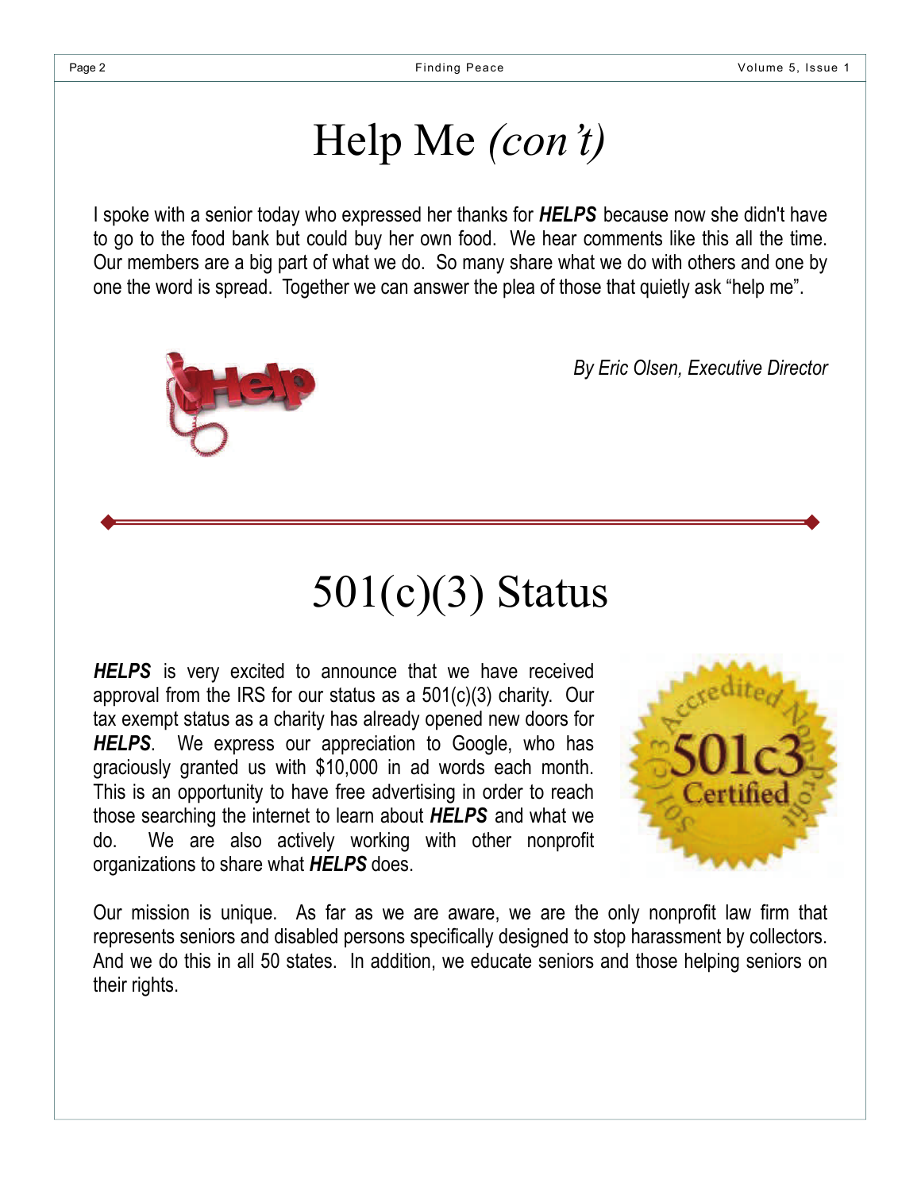# Help Me *(con't)*

I spoke with a senior today who expressed her thanks for ***HELPS*** because now she didn't have to go to the food bank but could buy her own food. We hear comments like this all the time. Our members are a big part of what we do. So many share what we do with others and one by one the word is spread. Together we can answer the plea of those that quietly ask "help me".

*By Eric Olsen, Executive Director*

# 501(c)(3) Status

***HELPS*** is very excited to announce that we have received approval from the IRS for our status as a 501(c)(3) charity. Our tax exempt status as a charity has already opened new doors for ***HELPS***. We express our appreciation to Google, who has graciously granted us with $10,000 in ad words each month. This is an opportunity to have free advertising in order to reach those searching the internet to learn about ***HELPS*** and what we do. We are also actively working with other nonprofit organizations to share what ***HELPS*** does.

Our mission is unique. As far as we are aware, we are the only nonprofit law firm that represents seniors and disabled persons specifically designed to stop harassment by collectors. And we do this in all 50 states. In addition, we educate seniors and those helping seniors on their rights.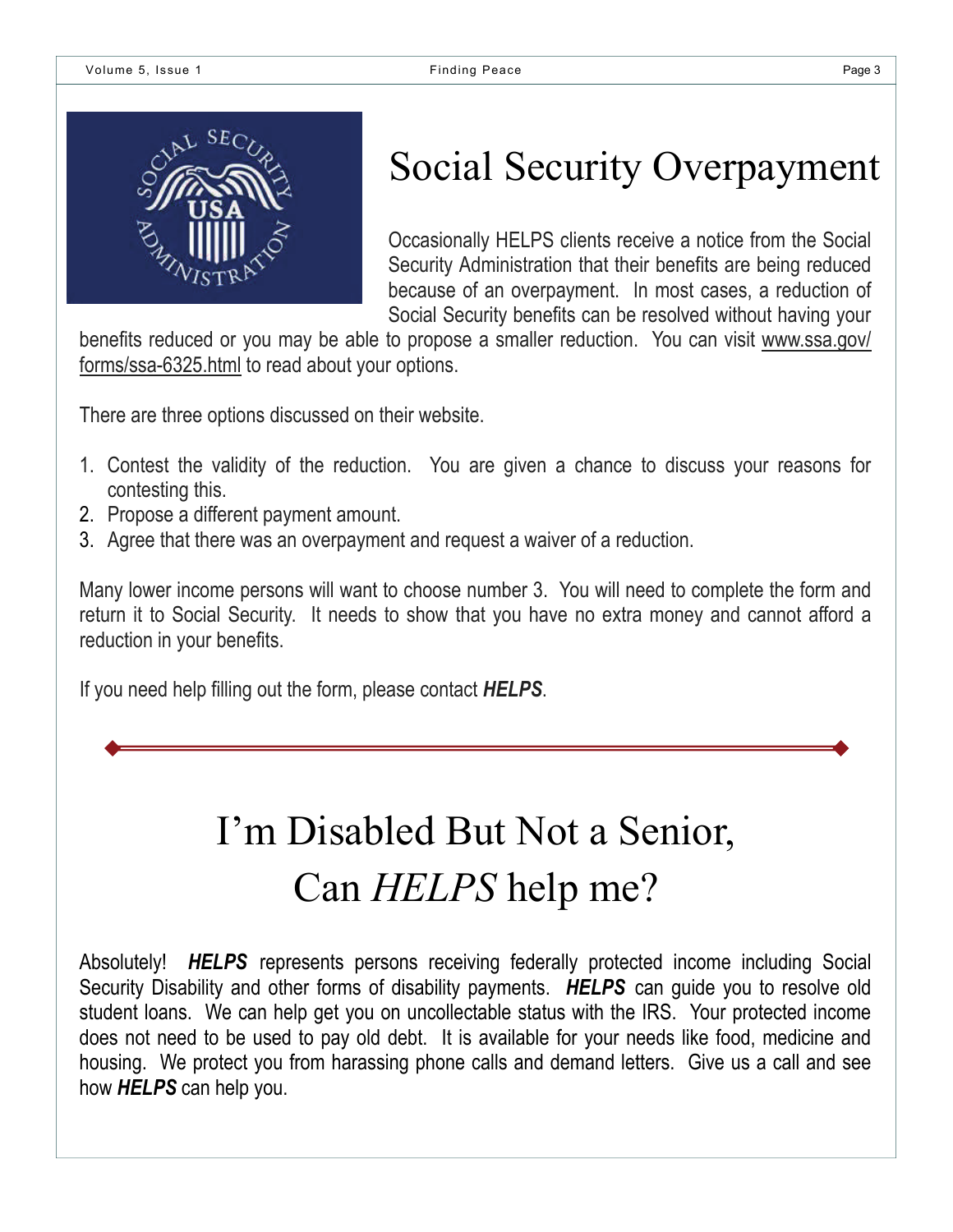# Social Security Overpayment

Occasionally HELPS clients receive a notice from the Social Security Administration that their benefits are being reduced because of an overpayment. In most cases, a reduction of Social Security benefits can be resolved without having your benefits reduced or you may be able to propose a smaller reduction. You can visit www.ssa.gov/forms/ssa-6325.html to read about your options.

There are three options discussed on their website.

1. Contest the validity of the reduction. You are given a chance to discuss your reasons for contesting this.
2. Propose a different payment amount.
3. Agree that there was an overpayment and request a waiver of a reduction.

Many lower income persons will want to choose number 3. You will need to complete the form and return it to Social Security. It needs to show that you have no extra money and cannot afford a reduction in your benefits.

If you need help filling out the form, please contact ***HELPS***.

# I'm Disabled But Not a Senior, Can *HELPS* help me?

Absolutely! ***HELPS*** represents persons receiving federally protected income including Social Security Disability and other forms of disability payments. ***HELPS*** can guide you to resolve old student loans. We can help get you on uncollectable status with the IRS. Your protected income does not need to be used to pay old debt. It is available for your needs like food, medicine and housing. We protect you from harassing phone calls and demand letters. Give us a call and see how ***HELPS*** can help you.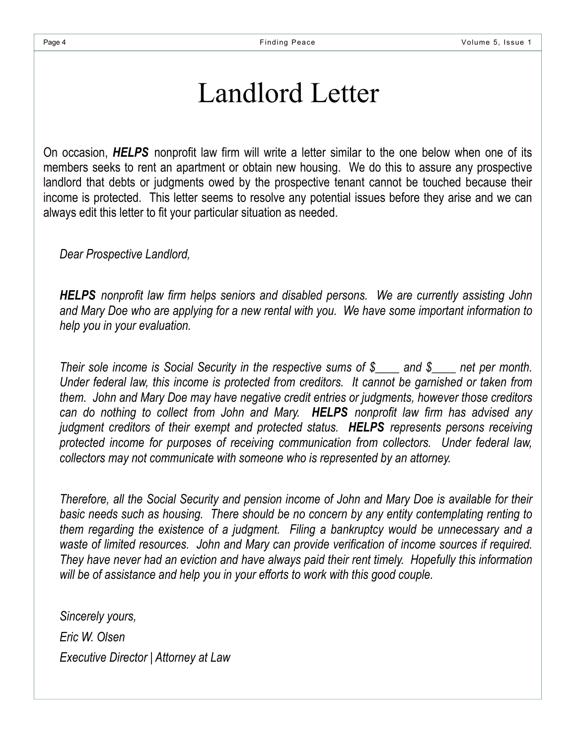# Landlord Letter

On occasion, ***HELPS*** nonprofit law firm will write a letter similar to the one below when one of its members seeks to rent an apartment or obtain new housing. We do this to assure any prospective landlord that debts or judgments owed by the prospective tenant cannot be touched because their income is protected. This letter seems to resolve any potential issues before they arise and we can always edit this letter to fit your particular situation as needed.

*Dear Prospective Landlord,*

***HELPS** nonprofit law firm helps seniors and disabled persons. We are currently assisting John and Mary Doe who are applying for a new rental with you. We have some important information to help you in your evaluation.*

*Their sole income is Social Security in the respective sums of $____ and $____ net per month. Under federal law, this income is protected from creditors. It cannot be garnished or taken from them. John and Mary Doe may have negative credit entries or judgments, however those creditors can do nothing to collect from John and Mary. **HELPS** nonprofit law firm has advised any judgment creditors of their exempt and protected status. **HELPS** represents persons receiving protected income for purposes of receiving communication from collectors. Under federal law, collectors may not communicate with someone who is represented by an attorney.*

*Therefore, all the Social Security and pension income of John and Mary Doe is available for their basic needs such as housing. There should be no concern by any entity contemplating renting to them regarding the existence of a judgment. Filing a bankruptcy would be unnecessary and a waste of limited resources. John and Mary can provide verification of income sources if required. They have never had an eviction and have always paid their rent timely. Hopefully this information will be of assistance and help you in your efforts to work with this good couple.*

*Sincerely yours,*

*Eric W. Olsen*

*Executive Director | Attorney at Law*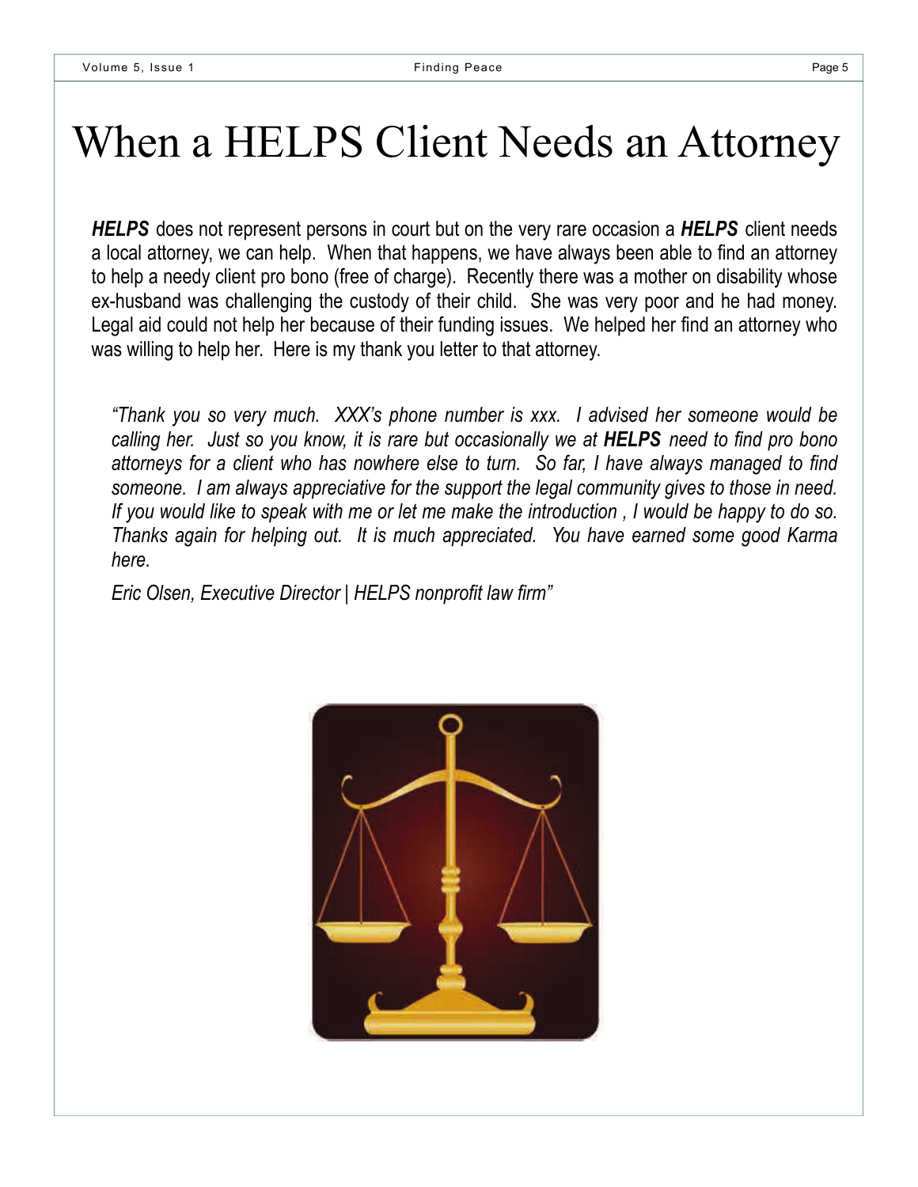# When a HELPS Client Needs an Attorney

***HELPS*** does not represent persons in court but on the very rare occasion a ***HELPS*** client needs a local attorney, we can help. When that happens, we have always been able to find an attorney to help a needy client pro bono (free of charge). Recently there was a mother on disability whose ex-husband was challenging the custody of their child. She was very poor and he had money. Legal aid could not help her because of their funding issues. We helped her find an attorney who was willing to help her. Here is my thank you letter to that attorney.

*"Thank you so very much. XXX's phone number is xxx. I advised her someone would be calling her. Just so you know, it is rare but occasionally we at **HELPS** need to find pro bono attorneys for a client who has nowhere else to turn. So far, I have always managed to find someone. I am always appreciative for the support the legal community gives to those in need. If you would like to speak with me or let me make the introduction , I would be happy to do so. Thanks again for helping out. It is much appreciated. You have earned some good Karma here.*

*Eric Olsen, Executive Director | HELPS nonprofit law firm"*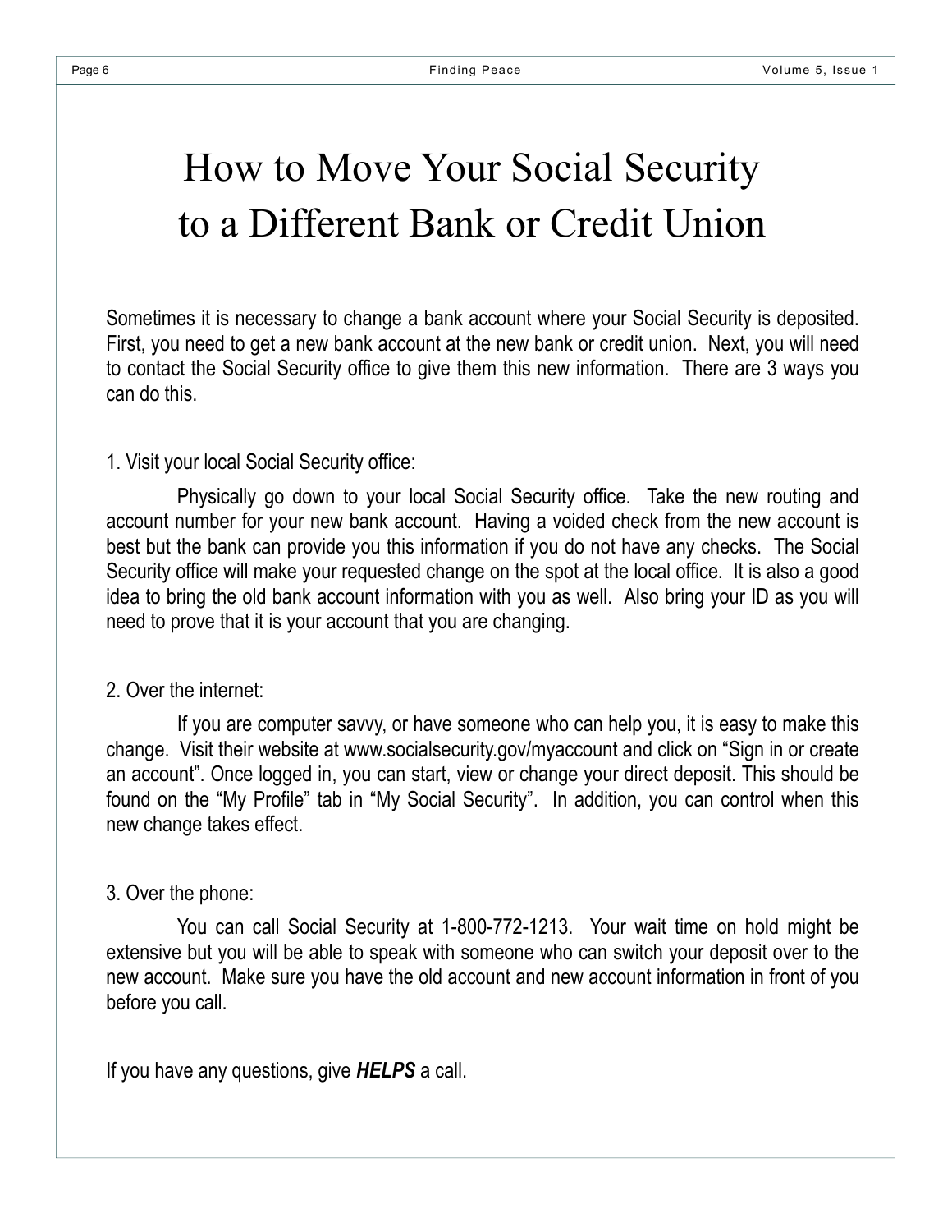# How to Move Your Social Security to a Different Bank or Credit Union

Sometimes it is necessary to change a bank account where your Social Security is deposited. First, you need to get a new bank account at the new bank or credit union. Next, you will need to contact the Social Security office to give them this new information. There are 3 ways you can do this.

1. Visit your local Social Security office:

Physically go down to your local Social Security office. Take the new routing and account number for your new bank account. Having a voided check from the new account is best but the bank can provide you this information if you do not have any checks. The Social Security office will make your requested change on the spot at the local office. It is also a good idea to bring the old bank account information with you as well. Also bring your ID as you will need to prove that it is your account that you are changing.

2. Over the internet:

If you are computer savvy, or have someone who can help you, it is easy to make this change. Visit their website at www.socialsecurity.gov/myaccount and click on "Sign in or create an account". Once logged in, you can start, view or change your direct deposit. This should be found on the "My Profile" tab in "My Social Security". In addition, you can control when this new change takes effect.

3. Over the phone:

You can call Social Security at 1-800-772-1213. Your wait time on hold might be extensive but you will be able to speak with someone who can switch your deposit over to the new account. Make sure you have the old account and new account information in front of you before you call.

If you have any questions, give ***HELPS*** a call.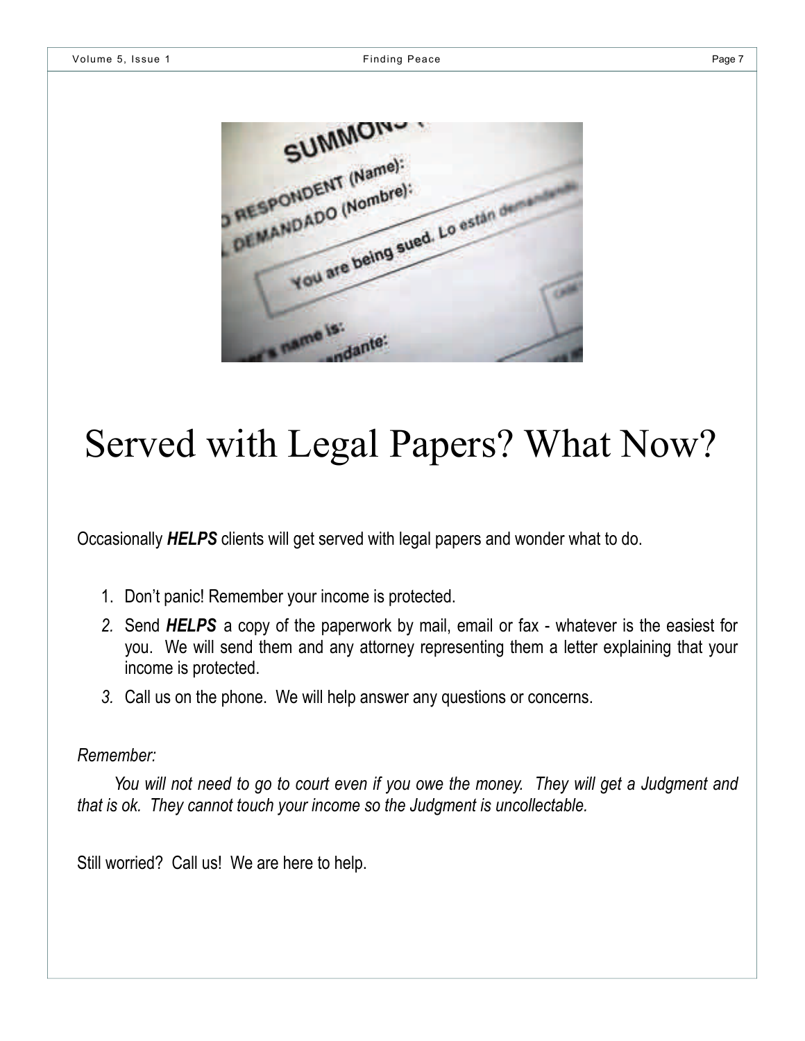# Served with Legal Papers? What Now?

Occasionally ***HELPS*** clients will get served with legal papers and wonder what to do.

1. Don't panic! Remember your income is protected.
2. Send ***HELPS*** a copy of the paperwork by mail, email or fax - whatever is the easiest for you. We will send them and any attorney representing them a letter explaining that your income is protected.
3. Call us on the phone. We will help answer any questions or concerns.

*Remember:*

*You will not need to go to court even if you owe the money. They will get a Judgment and that is ok. They cannot touch your income so the Judgment is uncollectable.*

Still worried? Call us! We are here to help.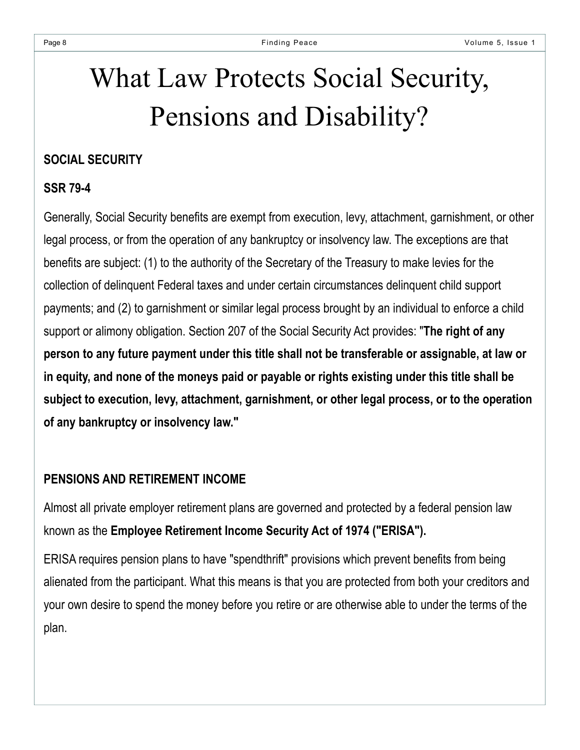# What Law Protects Social Security, Pensions and Disability?

**SOCIAL SECURITY**

**SSR 79-4**

Generally, Social Security benefits are exempt from execution, levy, attachment, garnishment, or other legal process, or from the operation of any bankruptcy or insolvency law. The exceptions are that benefits are subject: (1) to the authority of the Secretary of the Treasury to make levies for the collection of delinquent Federal taxes and under certain circumstances delinquent child support payments; and (2) to garnishment or similar legal process brought by an individual to enforce a child support or alimony obligation. Section 207 of the Social Security Act provides: "**The right of any person to any future payment under this title shall not be transferable or assignable, at law or in equity, and none of the moneys paid or payable or rights existing under this title shall be subject to execution, levy, attachment, garnishment, or other legal process, or to the operation of any bankruptcy or insolvency law.**"

**PENSIONS AND RETIREMENT INCOME**

Almost all private employer retirement plans are governed and protected by a federal pension law known as the **Employee Retirement Income Security Act of 1974 ("ERISA").**

ERISA requires pension plans to have "spendthrift" provisions which prevent benefits from being alienated from the participant. What this means is that you are protected from both your creditors and your own desire to spend the money before you retire or are otherwise able to under the terms of the plan.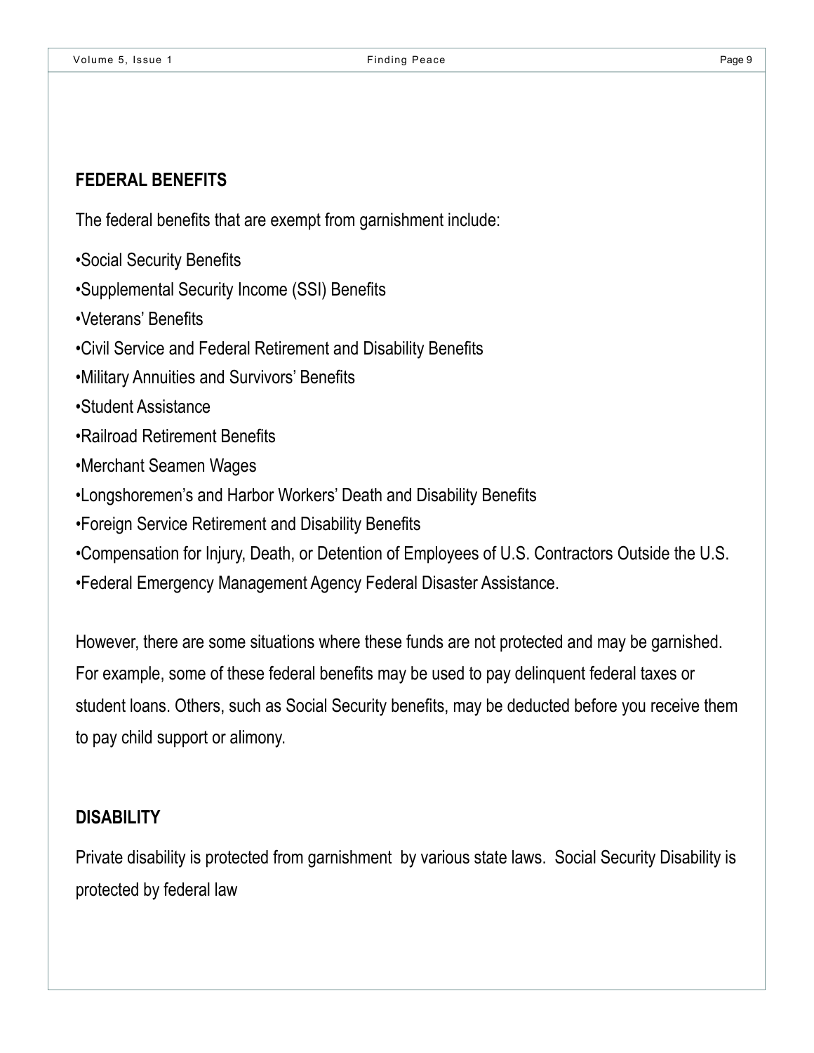## FEDERAL BENEFITS

The federal benefits that are exempt from garnishment include:

- Social Security Benefits
- Supplemental Security Income (SSI) Benefits
- Veterans' Benefits
- Civil Service and Federal Retirement and Disability Benefits
- Military Annuities and Survivors' Benefits
- Student Assistance
- Railroad Retirement Benefits
- Merchant Seamen Wages
- Longshoremen's and Harbor Workers' Death and Disability Benefits
- Foreign Service Retirement and Disability Benefits
- Compensation for Injury, Death, or Detention of Employees of U.S. Contractors Outside the U.S.
- Federal Emergency Management Agency Federal Disaster Assistance.

However, there are some situations where these funds are not protected and may be garnished. For example, some of these federal benefits may be used to pay delinquent federal taxes or student loans. Others, such as Social Security benefits, may be deducted before you receive them to pay child support or alimony.

## DISABILITY

Private disability is protected from garnishment by various state laws. Social Security Disability is protected by federal law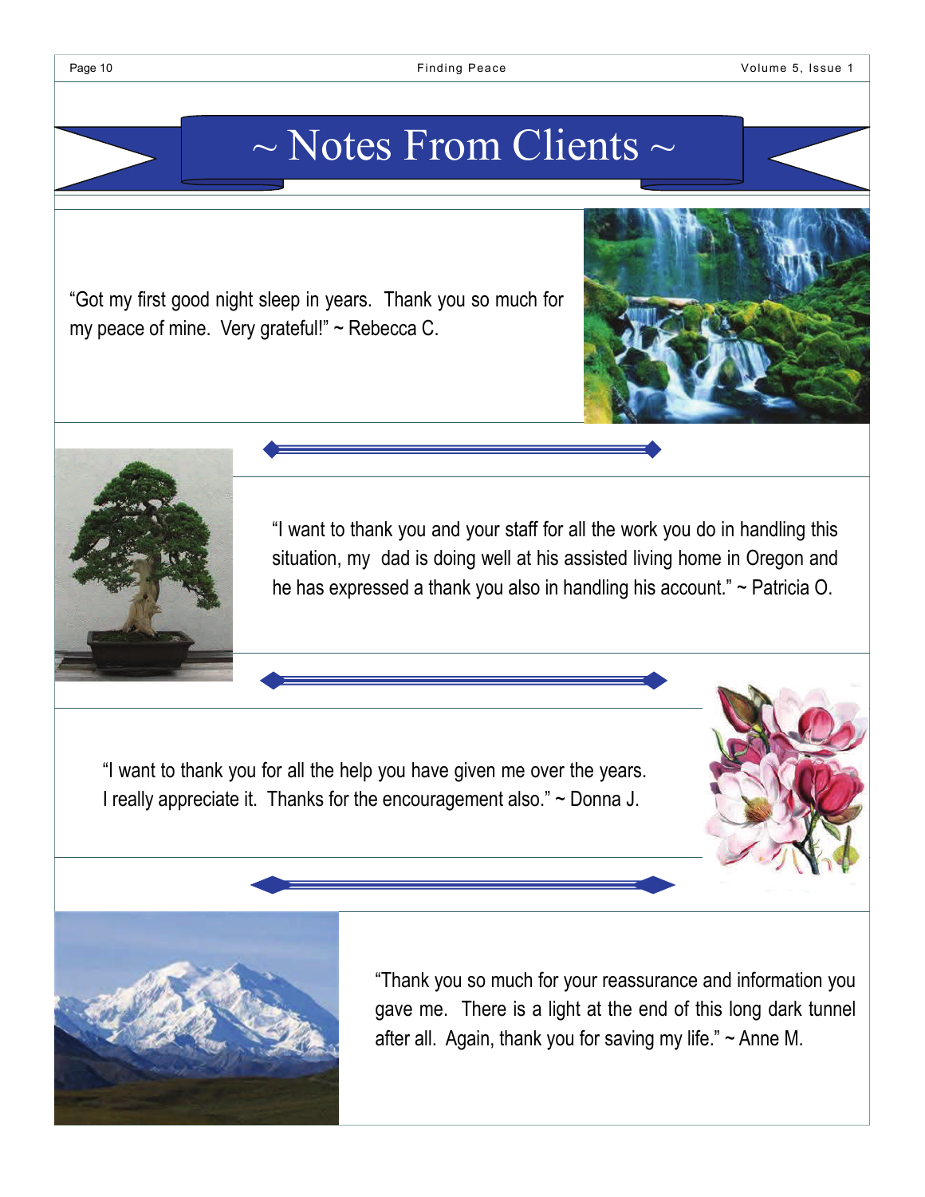# ~ Notes From Clients ~

"Got my first good night sleep in years. Thank you so much for my peace of mine. Very grateful!" ~ Rebecca C.

"I want to thank you and your staff for all the work you do in handling this situation, my dad is doing well at his assisted living home in Oregon and he has expressed a thank you also in handling his account." ~ Patricia O.

"I want to thank you for all the help you have given me over the years. I really appreciate it. Thanks for the encouragement also." ~ Donna J.

"Thank you so much for your reassurance and information you gave me. There is a light at the end of this long dark tunnel after all. Again, thank you for saving my life." ~ Anne M.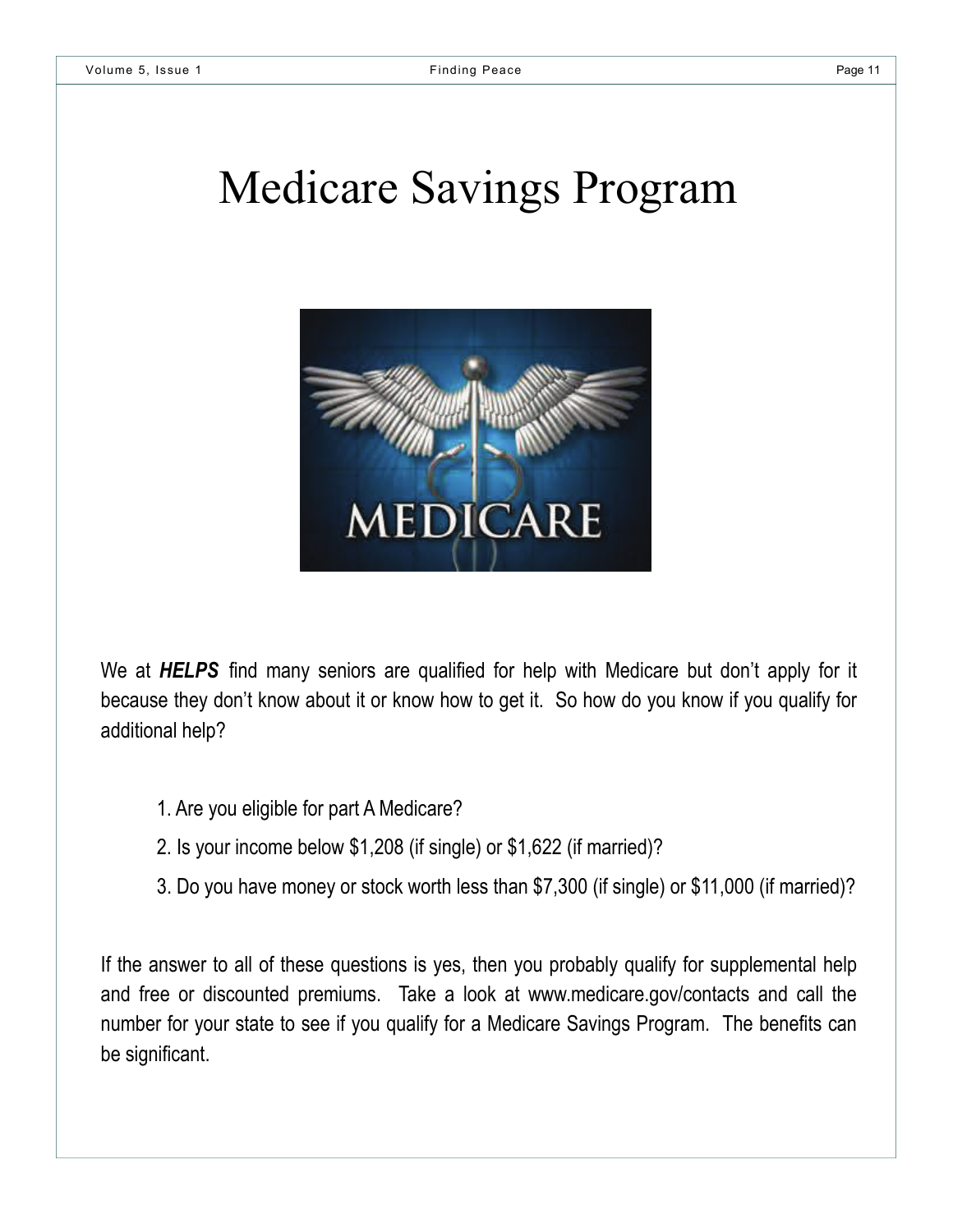# Medicare Savings Program

We at ***HELPS*** find many seniors are qualified for help with Medicare but don't apply for it because they don't know about it or know how to get it. So how do you know if you qualify for additional help?

1. Are you eligible for part A Medicare?
2. Is your income below $1,208 (if single) or $1,622 (if married)?
3. Do you have money or stock worth less than $7,300 (if single) or $11,000 (if married)?

If the answer to all of these questions is yes, then you probably qualify for supplemental help and free or discounted premiums. Take a look at www.medicare.gov/contacts and call the number for your state to see if you qualify for a Medicare Savings Program. The benefits can be significant.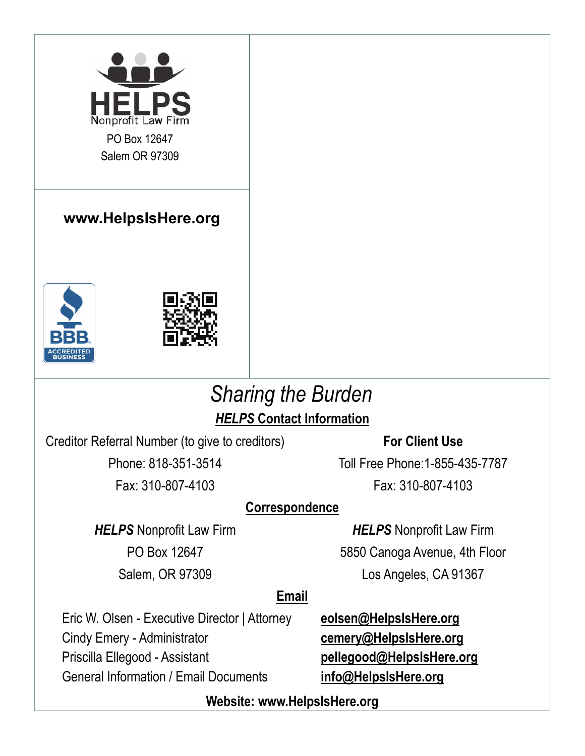HELPS
Nonprofit Law Firm

PO Box 12647
Salem OR 97309

**www.HelpsIsHere.org**

ACCREDITED BUSINESS

## *Sharing the Burden*

### ***HELPS*** **Contact Information**

Creditor Referral Number (to give to creditors)
Phone: 818-351-3514
Fax: 310-807-4103

**For Client Use**
Toll Free Phone:1-855-435-7787
Fax: 310-807-4103

**Correspondence**

***HELPS*** Nonprofit Law Firm
PO Box 12647
Salem, OR 97309

***HELPS*** Nonprofit Law Firm
5850 Canoga Avenue, 4th Floor
Los Angeles, CA 91367

**Email**

Eric W. Olsen - Executive Director | Attorney — **eolsen@HelpsIsHere.org**
Cindy Emery - Administrator — **cemery@HelpsIsHere.org**
Priscilla Ellegood - Assistant — **pellegood@HelpsIsHere.org**
General Information / Email Documents — **info@HelpsIsHere.org**

**Website: www.HelpsIsHere.org**